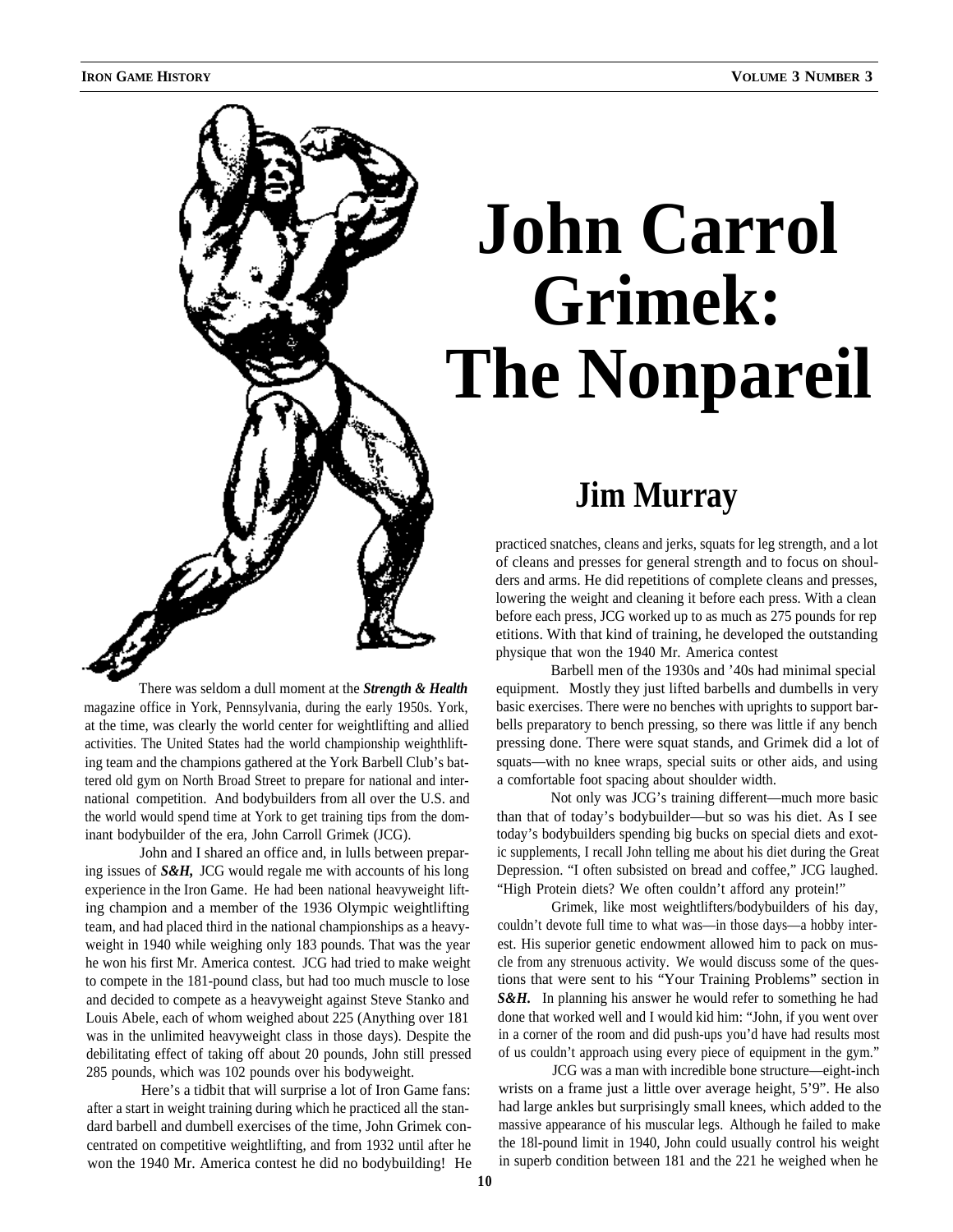# John Carrol Grimek: The Nonpareil

## Jim Murray

There was seldom a dull moment at the ***Strength & Health*** magazine office in York, Pennsylvania, during the early 1950s. York, at the time, was clearly the world center for weightlifting and allied activities. The United States had the world championship weighthlifting team and the champions gathered at the York Barbell Club's battered old gym on North Broad Street to prepare for national and international competition. And bodybuilders from all over the U.S. and the world would spend time at York to get training tips from the dominant bodybuilder of the era, John Carroll Grimek (JCG).

John and I shared an office and, in lulls between preparing issues of ***S&H,*** JCG would regale me with accounts of his long experience in the Iron Game. He had been national heavyweight lifting champion and a member of the 1936 Olympic weightlifting team, and had placed third in the national championships as a heavyweight in 1940 while weighing only 183 pounds. That was the year he won his first Mr. America contest. JCG had tried to make weight to compete in the 181-pound class, but had too much muscle to lose and decided to compete as a heavyweight against Steve Stanko and Louis Abele, each of whom weighed about 225 (Anything over 181 was in the unlimited heavyweight class in those days). Despite the debilitating effect of taking off about 20 pounds, John still pressed 285 pounds, which was 102 pounds over his bodyweight.

Here's a tidbit that will surprise a lot of Iron Game fans: after a start in weight training during which he practiced all the standard barbell and dumbbell exercises of the time, John Grimek concentrated on competitive weightlifting, and from 1932 until after he won the 1940 Mr. America contest he did no bodybuilding! He practiced snatches, cleans and jerks, squats for leg strength, and a lot of cleans and presses for general strength and to focus on shoulders and arms. He did repetitions of complete cleans and presses, lowering the weight and cleaning it before each press. With a clean before each press, JCG worked up to as much as 275 pounds for rep etitions. With that kind of training, he developed the outstanding physique that won the 1940 Mr. America contest

Barbell men of the 1930s and '40s had minimal special equipment. Mostly they just lifted barbells and dumbells in very basic exercises. There were no benches with uprights to support barbells preparatory to bench pressing, so there was little if any bench pressing done. There were squat stands, and Grimek did a lot of squats—with no knee wraps, special suits or other aids, and using a comfortable foot spacing about shoulder width.

Not only was JCG's training different—much more basic than that of today's bodybuilder—but so was his diet. As I see today's bodybuilders spending big bucks on special diets and exotic supplements, I recall John telling me about his diet during the Great Depression. "I often subsisted on bread and coffee," JCG laughed. "High Protein diets? We often couldn't afford any protein!"

Grimek, like most weightlifters/bodybuilders of his day, couldn't devote full time to what was—in those days—a hobby interest. His superior genetic endowment allowed him to pack on muscle from any strenuous activity. We would discuss some of the questions that were sent to his "Your Training Problems" section in ***S&H.*** In planning his answer he would refer to something he had done that worked well and I would kid him: "John, if you went over in a corner of the room and did push-ups you'd have had results most of us couldn't approach using every piece of equipment in the gym."

JCG was a man with incredible bone structure—eight-inch wrists on a frame just a little over average height, 5'9". He also had large ankles but surprisingly small knees, which added to the massive appearance of his muscular legs. Although he failed to make the 18l-pound limit in 1940, John could usually control his weight in superb condition between 181 and the 221 he weighed when he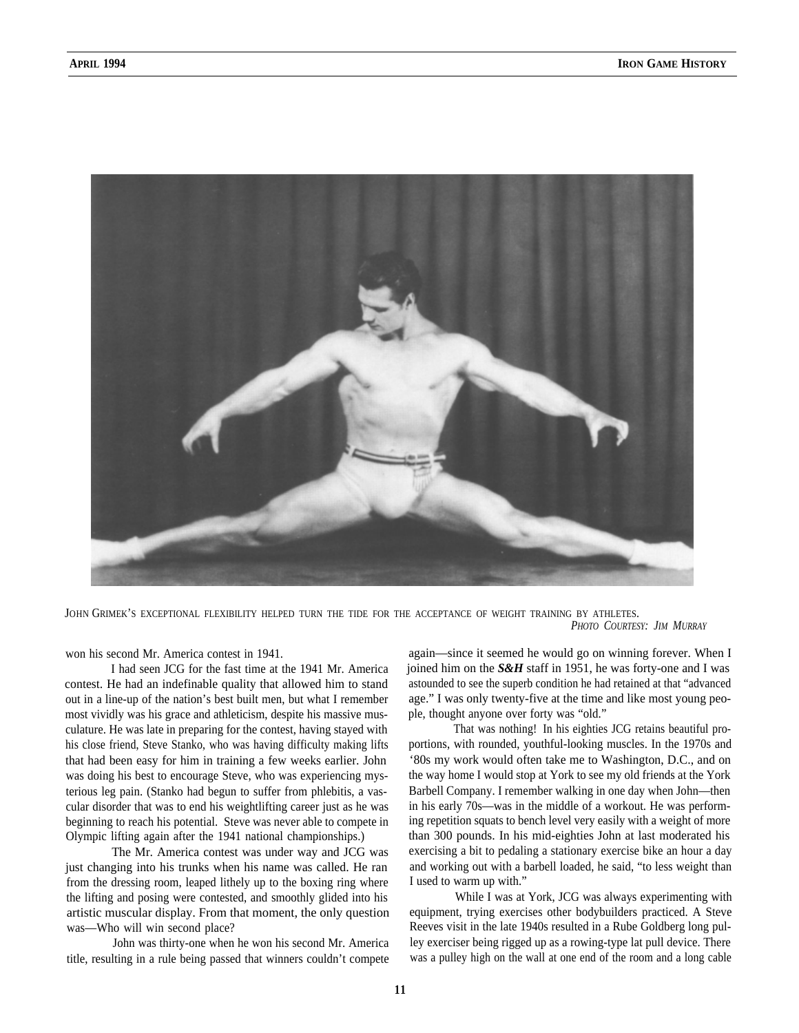JOHN GRIMEK'S EXCEPTIONAL FLEXIBILITY HELPED TURN THE TIDE FOR THE ACCEPTANCE OF WEIGHT TRAINING BY ATHLETES.
*PHOTO COURTESY: JIM MURRAY*

won his second Mr. America contest in 1941.

I had seen JCG for the fast time at the 1941 Mr. America contest. He had an indefinable quality that allowed him to stand out in a line-up of the nation's best built men, but what I remember most vividly was his grace and athleticism, despite his massive musculature. He was late in preparing for the contest, having stayed with his close friend, Steve Stanko, who was having difficulty making lifts that had been easy for him in training a few weeks earlier. John was doing his best to encourage Steve, who was experiencing mysterious leg pain. (Stanko had begun to suffer from phlebitis, a vascular disorder that was to end his weightlifting career just as he was beginning to reach his potential. Steve was never able to compete in Olympic lifting again after the 1941 national championships.)

The Mr. America contest was under way and JCG was just changing into his trunks when his name was called. He ran from the dressing room, leaped lithely up to the boxing ring where the lifting and posing were contested, and smoothly glided into his artistic muscular display. From that moment, the only question was—Who will win second place?

John was thirty-one when he won his second Mr. America title, resulting in a rule being passed that winners couldn't compete again—since it seemed he would go on winning forever. When I joined him on the ***S&H*** staff in 1951, he was forty-one and I was astounded to see the superb condition he had retained at that "advanced age." I was only twenty-five at the time and like most young people, thought anyone over forty was "old."

That was nothing! In his eighties JCG retains beautiful proportions, with rounded, youthful-looking muscles. In the 1970s and '80s my work would often take me to Washington, D.C., and on the way home I would stop at York to see my old friends at the York Barbell Company. I remember walking in one day when John—then in his early 70s—was in the middle of a workout. He was performing repetition squats to bench level very easily with a weight of more than 300 pounds. In his mid-eighties John at last moderated his exercising a bit to pedaling a stationary exercise bike an hour a day and working out with a barbell loaded, he said, "to less weight than I used to warm up with."

While I was at York, JCG was always experimenting with equipment, trying exercises other bodybuilders practiced. A Steve Reeves visit in the late 1940s resulted in a Rube Goldberg long pulley exerciser being rigged up as a rowing-type lat pull device. There was a pulley high on the wall at one end of the room and a long cable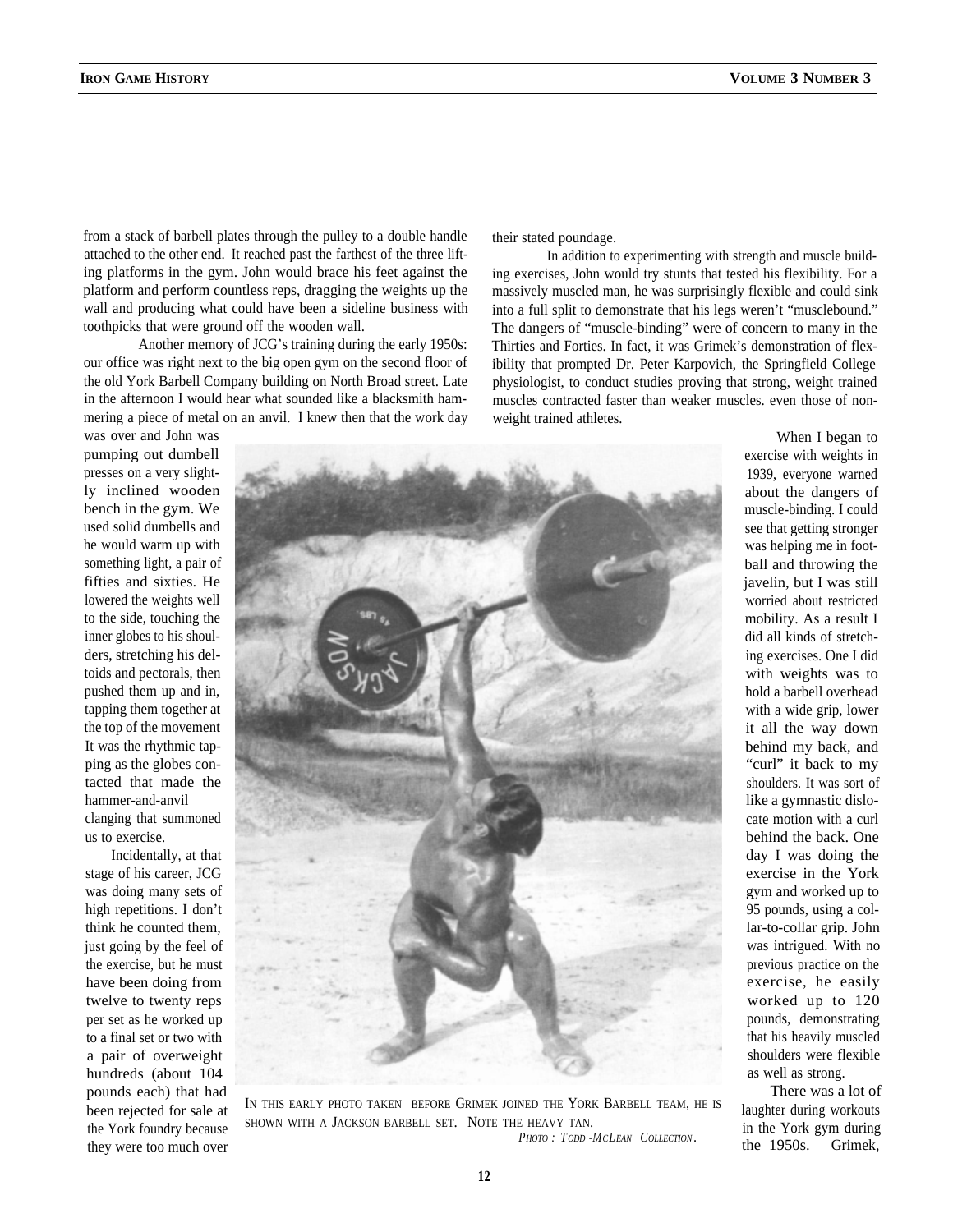from a stack of barbell plates through the pulley to a double handle attached to the other end. It reached past the farthest of the three lifting platforms in the gym. John would brace his feet against the platform and perform countless reps, dragging the weights up the wall and producing what could have been a sideline business with toothpicks that were ground off the wooden wall.

Another memory of JCG's training during the early 1950s: our office was right next to the big open gym on the second floor of the old York Barbell Company building on North Broad street. Late in the afternoon I would hear what sounded like a blacksmith hammering a piece of metal on an anvil. I knew then that the work day was over and John was pumping out dumbell presses on a very slightly inclined wooden bench in the gym. We used solid dumbells and he would warm up with something light, a pair of fifties and sixties. He lowered the weights well to the side, touching the inner globes to his shoulders, stretching his deltoids and pectorals, then pushed them up and in, tapping them together at the top of the movement It was the rhythmic tapping as the globes contacted that made the hammer-and-anvil clanging that summoned us to exercise.

Incidentally, at that stage of his career, JCG was doing many sets of high repetitions. I don't think he counted them, just going by the feel of the exercise, but he must have been doing from twelve to twenty reps per set as he worked up to a final set or two with a pair of overweight hundreds (about 104 pounds each) that had been rejected for sale at the York foundry because they were too much over their stated poundage.

In addition to experimenting with strength and muscle building exercises, John would try stunts that tested his flexibility. For a massively muscled man, he was surprisingly flexible and could sink into a full split to demonstrate that his legs weren't "musclebound." The dangers of "muscle-binding" were of concern to many in the Thirties and Forties. In fact, it was Grimek's demonstration of flexibility that prompted Dr. Peter Karpovich, the Springfield College physiologist, to conduct studies proving that strong, weight trained muscles contracted faster than weaker muscles. even those of non-weight trained athletes.

IN THIS EARLY PHOTO TAKEN BEFORE GRIMEK JOINED THE YORK BARBELL TEAM, HE IS SHOWN WITH A JACKSON BARBELL SET. NOTE THE HEAVY TAN.
*PHOTO: TODD-MCLEAN COLLECTION.*

When I began to exercise with weights in 1939, everyone warned about the dangers of muscle-binding. I could see that getting stronger was helping me in football and throwing the javelin, but I was still worried about restricted mobility. As a result I did all kinds of stretching exercises. One I did with weights was to hold a barbell overhead with a wide grip, lower it all the way down behind my back, and "curl" it back to my shoulders. It was sort of like a gymnastic dislocate motion with a curl behind the back. One day I was doing the exercise in the York gym and worked up to 95 pounds, using a collar-to-collar grip. John was intrigued. With no previous practice on the exercise, he easily worked up to 120 pounds, demonstrating that his heavily muscled shoulders were flexible as well as strong.

There was a lot of laughter during workouts in the York gym during the 1950s. Grimek,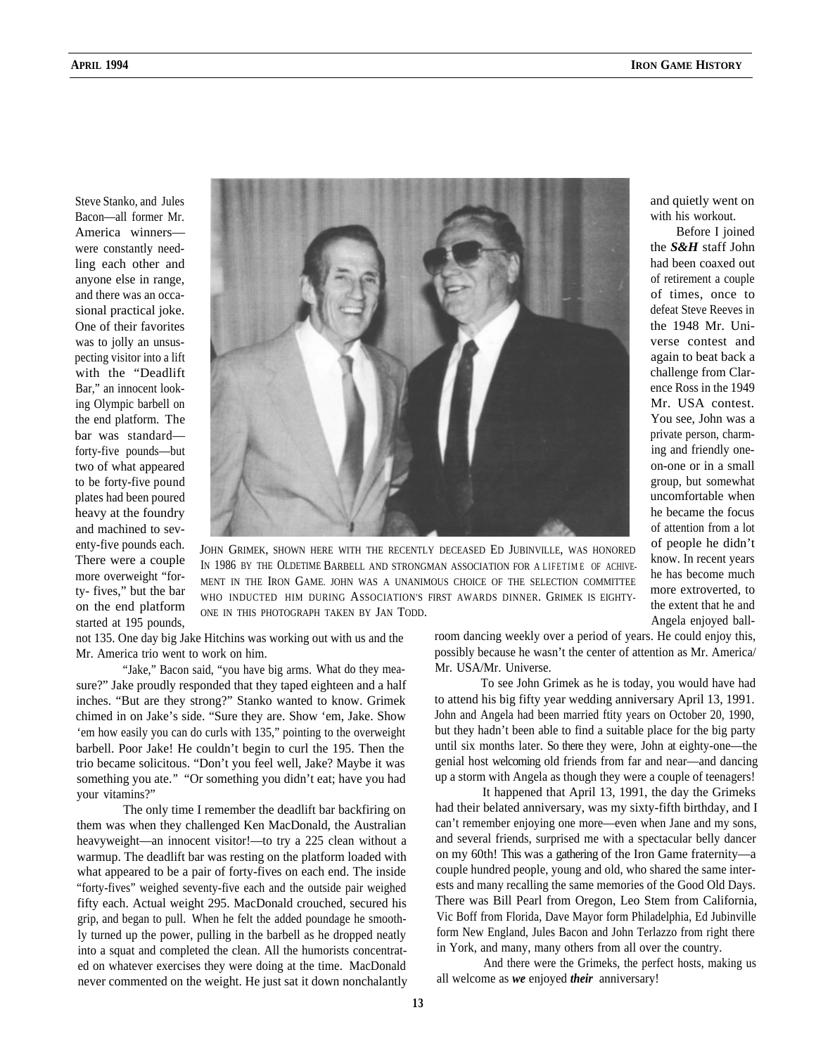Steve Stanko, and Jules Bacon—all former Mr. America winners—were constantly needling each other and anyone else in range, and there was an occasional practical joke. One of their favorites was to jolly an unsuspecting visitor into a lift with the "Deadlift Bar," an innocent looking Olympic barbell on the end platform. The bar was standard—forty-five pounds—but two of what appeared to be forty-five pound plates had been poured heavy at the foundry and machined to seventy-five pounds each. There were a couple more overweight "forty- fives," but the bar on the end platform started at 195 pounds, not 135. One day big Jake Hitchins was working out with us and the Mr. America trio went to work on him.

"Jake," Bacon said, "you have big arms. What do they measure?" Jake proudly responded that they taped eighteen and a half inches. "But are they strong?" Stanko wanted to know. Grimek chimed in on Jake's side. "Sure they are. Show 'em, Jake. Show 'em how easily you can do curls with 135," pointing to the overweight barbell. Poor Jake! He couldn't begin to curl the 195. Then the trio became solicitous. "Don't you feel well, Jake? Maybe it was something you ate." "Or something you didn't eat; have you had your vitamins?"

The only time I remember the deadlift bar backfiring on them was when they challenged Ken MacDonald, the Australian heavyweight—an innocent visitor!—to try a 225 clean without a warmup. The deadlift bar was resting on the platform loaded with what appeared to be a pair of forty-fives on each end. The inside "forty-fives" weighed seventy-five each and the outside pair weighed fifty each. Actual weight 295. MacDonald crouched, secured his grip, and began to pull. When he felt the added poundage he smoothly turned up the power, pulling in the barbell as he dropped neatly into a squat and completed the clean. All the humorists concentrated on whatever exercises they were doing at the time. MacDonald never commented on the weight. He just sat it down nonchalantly and quietly went on with his workout.

JOHN GRIMEK, SHOWN HERE WITH THE RECENTLY DECEASED ED JUBINVILLE, WAS HONORED IN 1986 BY THE OLDETIME BARBELL AND STRONGMAN ASSOCIATION FOR A LIFETIME OF ACHIVEMENT IN THE IRON GAME. JOHN WAS A UNANIMOUS CHOICE OF THE SELECTION COMMITTEE WHO INDUCTED HIM DURING ASSOCIATION'S FIRST AWARDS DINNER. GRIMEK IS EIGHTY-ONE IN THIS PHOTOGRAPH TAKEN BY JAN TODD.

Before I joined the ***S&H*** staff John had been coaxed out of retirement a couple of times, once to defeat Steve Reeves in the 1948 Mr. Universe contest and again to beat back a challenge from Clarence Ross in the 1949 Mr. USA contest. You see, John was a private person, charming and friendly one-on-one or in a small group, but somewhat uncomfortable when he became the focus of attention from a lot of people he didn't know. In recent years he has become much more extroverted, to the extent that he and Angela enjoyed ballroom dancing weekly over a period of years. He could enjoy this, possibly because he wasn't the center of attention as Mr. America/ Mr. USA/Mr. Universe.

To see John Grimek as he is today, you would have had to attend his big fifty year wedding anniversary April 13, 1991. John and Angela had been married ftity years on October 20, 1990, but they hadn't been able to find a suitable place for the big party until six months later. So there they were, John at eighty-one—the genial host welcoming old friends from far and near—and dancing up a storm with Angela as though they were a couple of teenagers!

It happened that April 13, 1991, the day the Grimeks had their belated anniversary, was my sixty-fifth birthday, and I can't remember enjoying one more—even when Jane and my sons, and several friends, surprised me with a spectacular belly dancer on my 60th! This was a gathering of the Iron Game fraternity—a couple hundred people, young and old, who shared the same interests and many recalling the same memories of the Good Old Days. There was Bill Pearl from Oregon, Leo Stem from California, Vic Boff from Florida, Dave Mayor form Philadelphia, Ed Jubinville form New England, Jules Bacon and John Terlazzo from right there in York, and many, many others from all over the country.

And there were the Grimeks, the perfect hosts, making us all welcome as ***we*** enjoyed ***their*** anniversary!